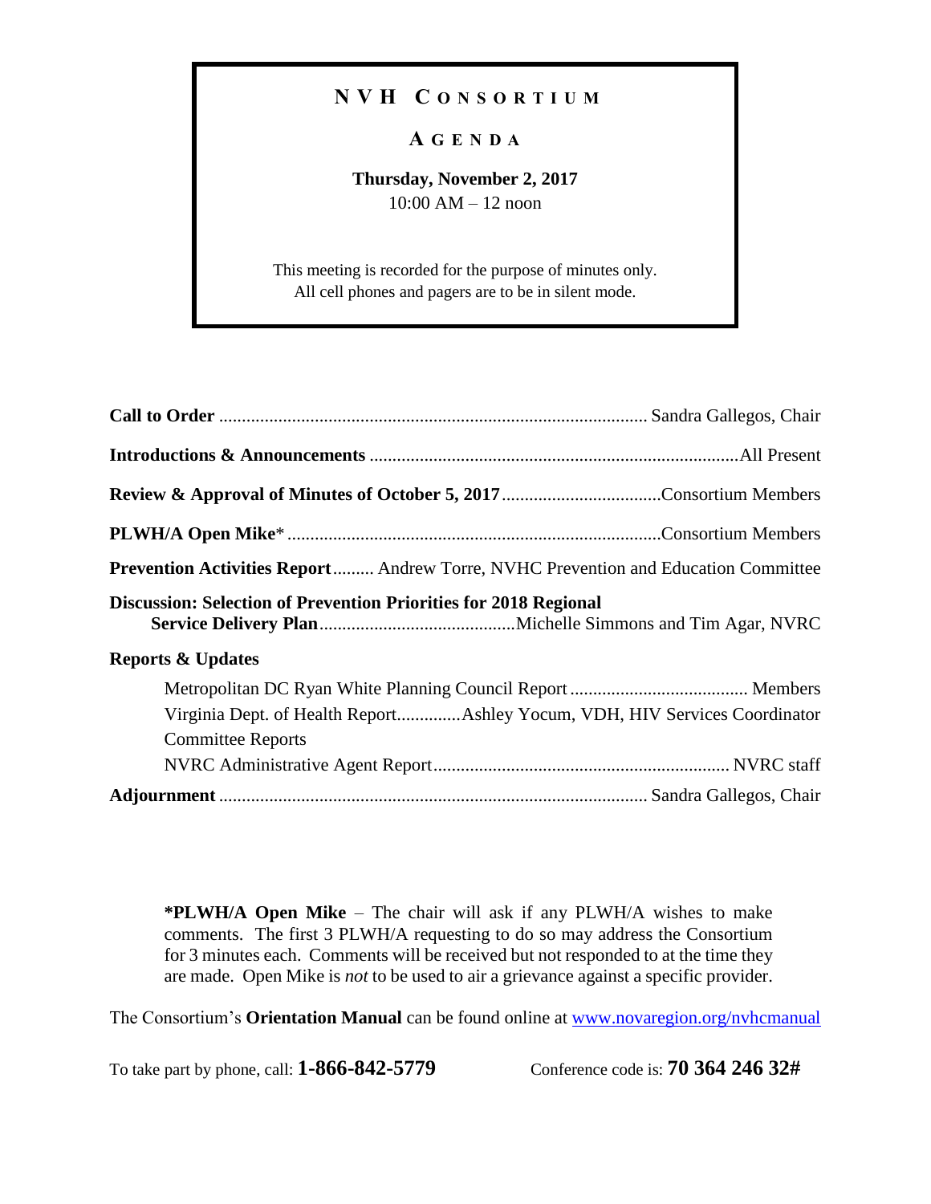# NVH Consortium

## Agenda

**Thursday, November 2, 2017**
10:00 AM – 12 noon

This meeting is recorded for the purpose of minutes only.
All cell phones and pagers are to be in silent mode.

**Call to Order** .......... Sandra Gallegos, Chair

**Introductions & Announcements** .......... All Present

**Review & Approval of Minutes of October 5, 2017** .......... Consortium Members

**PLWH/A Open Mike*** .......... Consortium Members

**Prevention Activities Report** .......... Andrew Torre, NVHC Prevention and Education Committee

**Discussion: Selection of Prevention Priorities for 2018 Regional Service Delivery Plan** .......... Michelle Simmons and Tim Agar, NVRC

**Reports & Updates**

- Metropolitan DC Ryan White Planning Council Report .......... Members
- Virginia Dept. of Health Report .......... Ashley Yocum, VDH, HIV Services Coordinator
- Committee Reports
- NVRC Administrative Agent Report .......... NVRC staff

**Adjournment** .......... Sandra Gallegos, Chair

***PLWH/A Open Mike** – The chair will ask if any PLWH/A wishes to make comments. The first 3 PLWH/A requesting to do so may address the Consortium for 3 minutes each. Comments will be received but not responded to at the time they are made. Open Mike is *not* to be used to air a grievance against a specific provider.

The Consortium's **Orientation Manual** can be found online at www.novaregion.org/nvhcmanual

To take part by phone, call: **1-866-842-5779** Conference code is: **70 364 246 32#**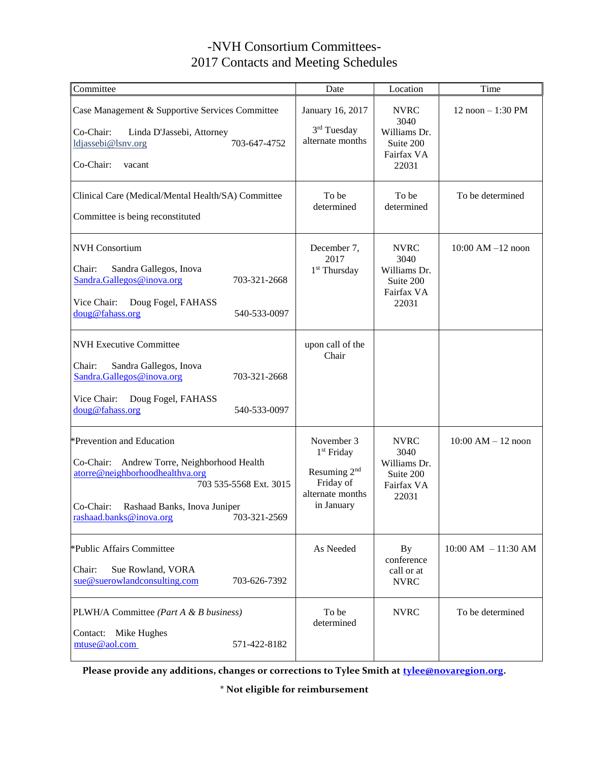# -NVH Consortium Committees-
## 2017 Contacts and Meeting Schedules

| Committee | Date | Location | Time |
|---|---|---|---|
| Case Management & Supportive Services Committee<br><br>Co-Chair: Linda D'Jassebi, Attorney<br>ldjassebi@lsnv.org 703-647-4752<br><br>Co-Chair: vacant | January 16, 2017<br>3rd Tuesday alternate months | NVRC 3040 Williams Dr. Suite 200 Fairfax VA 22031 | 12 noon – 1:30 PM |
| Clinical Care (Medical/Mental Health/SA) Committee<br><br>Committee is being reconstituted | To be determined | To be determined | To be determined |
| NVH Consortium<br><br>Chair: Sandra Gallegos, Inova<br>Sandra.Gallegos@inova.org 703-321-2668<br><br>Vice Chair: Doug Fogel, FAHASS<br>doug@fahass.org 540-533-0097 | December 7, 2017<br>1st Thursday | NVRC 3040 Williams Dr. Suite 200 Fairfax VA 22031 | 10:00 AM –12 noon |
| NVH Executive Committee<br><br>Chair: Sandra Gallegos, Inova<br>Sandra.Gallegos@inova.org 703-321-2668<br><br>Vice Chair: Doug Fogel, FAHASS<br>doug@fahass.org 540-533-0097 | upon call of the Chair | | |
| *Prevention and Education<br><br>Co-Chair: Andrew Torre, Neighborhood Health<br>atorre@neighborhoodhealthva.org<br>703 535-5568 Ext. 3015<br><br>Co-Chair: Rashaad Banks, Inova Juniper<br>rashaad.banks@inova.org 703-321-2569 | November 3<br>1st Friday<br><br>Resuming 2nd Friday of alternate months in January | NVRC 3040 Williams Dr. Suite 200 Fairfax VA 22031 | 10:00 AM – 12 noon |
| *Public Affairs Committee<br><br>Chair: Sue Rowland, VORA<br>sue@suerowlandconsulting.com 703-626-7392 | As Needed | By conference call or at NVRC | 10:00 AM – 11:30 AM |
| PLWH/A Committee *(Part A & B business)*<br><br>Contact: Mike Hughes<br>mtuse@aol.com 571-422-8182 | To be determined | NVRC | To be determined |

**Please provide any additions, changes or corrections to Tylee Smith at tylee@novaregion.org.**

**\* Not eligible for reimbursement**